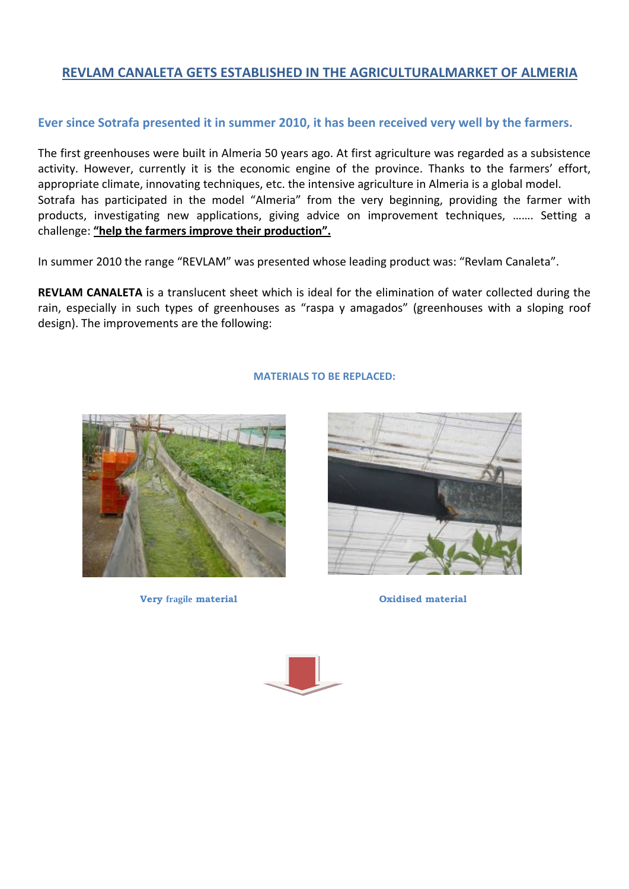# REVLAM CANALETA GETS ESTABLISHED IN THE AGRICULTURALMARKET OF ALMERIA

## Ever since Sotrafa presented it in summer 2010, it has been received very well by the farmers.

The first greenhouses were built in Almeria 50 years ago. At first agriculture was regarded as a subsistence activity. However, currently it is the economic engine of the province. Thanks to the farmers' effort, appropriate climate, innovating techniques, etc. the intensive agriculture in Almeria is a global model.
Sotrafa has participated in the model "Almeria" from the very beginning, providing the farmer with products, investigating new applications, giving advice on improvement techniques, ……. Setting a challenge: **"help the farmers improve their production".**

In summer 2010 the range "REVLAM" was presented whose leading product was: "Revlam Canaleta".

**REVLAM CANALETA** is a translucent sheet which is ideal for the elimination of water collected during the rain, especially in such types of greenhouses as "raspa y amagados" (greenhouses with a sloping roof design). The improvements are the following:

**MATERIALS TO BE REPLACED:**

Very fragile material

Oxidised material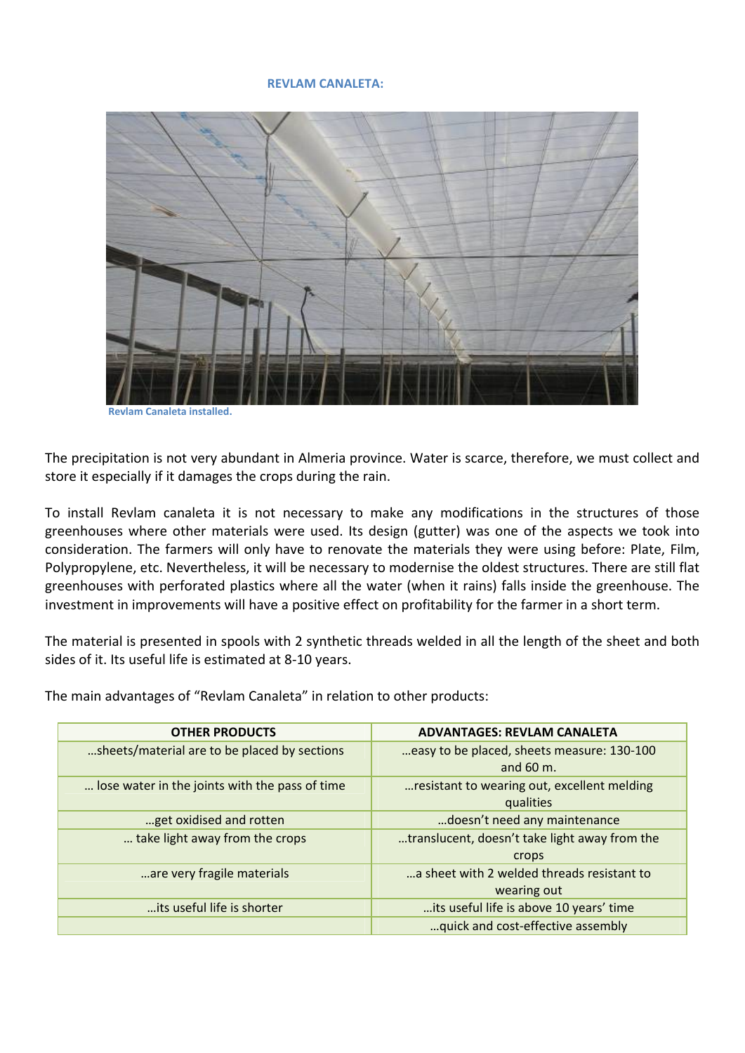**REVLAM CANALETA:**

Revlam Canaleta installed.

The precipitation is not very abundant in Almeria province. Water is scarce, therefore, we must collect and store it especially if it damages the crops during the rain.

To install Revlam canaleta it is not necessary to make any modifications in the structures of those greenhouses where other materials were used. Its design (gutter) was one of the aspects we took into consideration. The farmers will only have to renovate the materials they were using before: Plate, Film, Polypropylene, etc. Nevertheless, it will be necessary to modernise the oldest structures. There are still flat greenhouses with perforated plastics where all the water (when it rains) falls inside the greenhouse. The investment in improvements will have a positive effect on profitability for the farmer in a short term.

The material is presented in spools with 2 synthetic threads welded in all the length of the sheet and both sides of it. Its useful life is estimated at 8-10 years.

The main advantages of "Revlam Canaleta" in relation to other products:

| OTHER PRODUCTS | ADVANTAGES: REVLAM CANALETA |
|---|---|
| …sheets/material are to be placed by sections | …easy to be placed, sheets measure: 130-100 and 60 m. |
| … lose water in the joints with the pass of time | …resistant to wearing out, excellent melding qualities |
| …get oxidised and rotten | …doesn't need any maintenance |
| … take light away from the crops | …translucent, doesn't take light away from the crops |
| …are very fragile materials | …a sheet with 2 welded threads resistant to wearing out |
| …its useful life is shorter | …its useful life is above 10 years' time |
| | …quick and cost-effective assembly |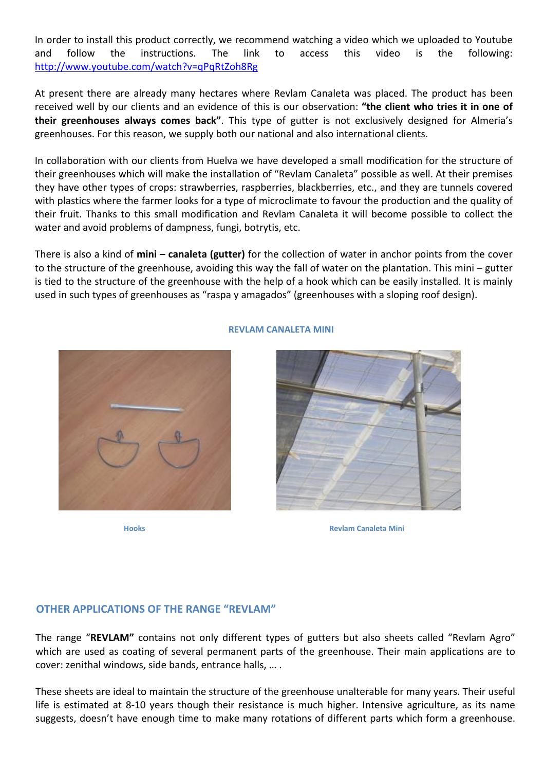In order to install this product correctly, we recommend watching a video which we uploaded to Youtube and follow the instructions. The link to access this video is the following: http://www.youtube.com/watch?v=qPqRtZoh8Rg

At present there are already many hectares where Revlam Canaleta was placed. The product has been received well by our clients and an evidence of this is our observation: **"the client who tries it in one of their greenhouses always comes back"**. This type of gutter is not exclusively designed for Almeria's greenhouses. For this reason, we supply both our national and also international clients.

In collaboration with our clients from Huelva we have developed a small modification for the structure of their greenhouses which will make the installation of "Revlam Canaleta" possible as well. At their premises they have other types of crops: strawberries, raspberries, blackberries, etc., and they are tunnels covered with plastics where the farmer looks for a type of microclimate to favour the production and the quality of their fruit. Thanks to this small modification and Revlam Canaleta it will become possible to collect the water and avoid problems of dampness, fungi, botrytis, etc.

There is also a kind of **mini – canaleta (gutter)** for the collection of water in anchor points from the cover to the structure of the greenhouse, avoiding this way the fall of water on the plantation. This mini – gutter is tied to the structure of the greenhouse with the help of a hook which can be easily installed. It is mainly used in such types of greenhouses as "raspa y amagados" (greenhouses with a sloping roof design).

**REVLAM CANALETA MINI**

Hooks

Revlam Canaleta Mini

## OTHER APPLICATIONS OF THE RANGE "REVLAM"

The range "**REVLAM"** contains not only different types of gutters but also sheets called "Revlam Agro" which are used as coating of several permanent parts of the greenhouse. Their main applications are to cover: zenithal windows, side bands, entrance halls, … .

These sheets are ideal to maintain the structure of the greenhouse unalterable for many years. Their useful life is estimated at 8-10 years though their resistance is much higher. Intensive agriculture, as its name suggests, doesn't have enough time to make many rotations of different parts which form a greenhouse.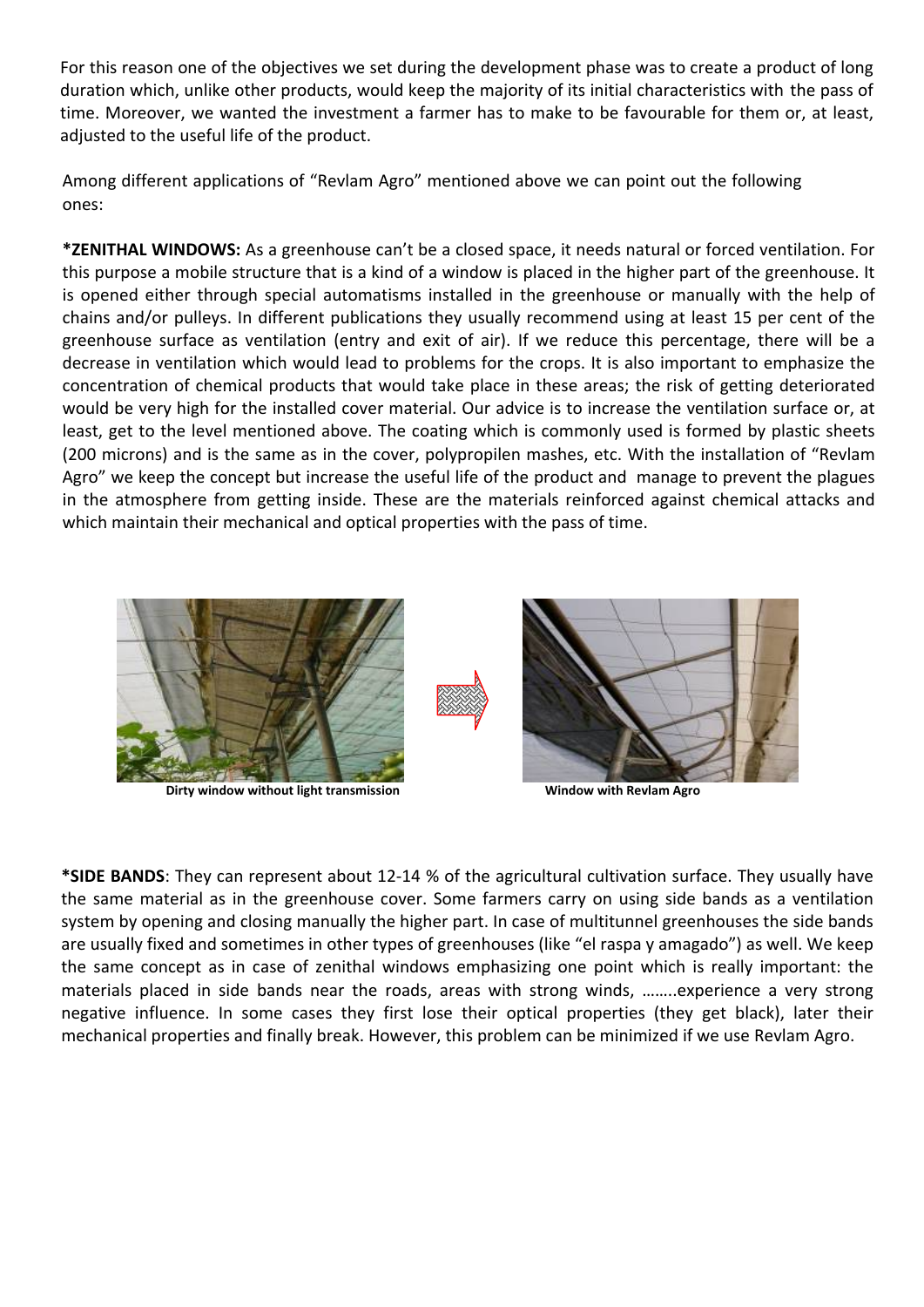For this reason one of the objectives we set during the development phase was to create a product of long duration which, unlike other products, would keep the majority of its initial characteristics with the pass of time. Moreover, we wanted the investment a farmer has to make to be favourable for them or, at least, adjusted to the useful life of the product.

Among different applications of "Revlam Agro" mentioned above we can point out the following ones:

**\*ZENITHAL WINDOWS:** As a greenhouse can't be a closed space, it needs natural or forced ventilation. For this purpose a mobile structure that is a kind of a window is placed in the higher part of the greenhouse. It is opened either through special automatisms installed in the greenhouse or manually with the help of chains and/or pulleys. In different publications they usually recommend using at least 15 per cent of the greenhouse surface as ventilation (entry and exit of air). If we reduce this percentage, there will be a decrease in ventilation which would lead to problems for the crops. It is also important to emphasize the concentration of chemical products that would take place in these areas; the risk of getting deteriorated would be very high for the installed cover material. Our advice is to increase the ventilation surface or, at least, get to the level mentioned above. The coating which is commonly used is formed by plastic sheets (200 microns) and is the same as in the cover, polypropilen mashes, etc. With the installation of "Revlam Agro" we keep the concept but increase the useful life of the product and manage to prevent the plagues in the atmosphere from getting inside. These are the materials reinforced against chemical attacks and which maintain their mechanical and optical properties with the pass of time.

**Dirty window without light transmission**

**Window with Revlam Agro**

**\*SIDE BANDS**: They can represent about 12-14 % of the agricultural cultivation surface. They usually have the same material as in the greenhouse cover. Some farmers carry on using side bands as a ventilation system by opening and closing manually the higher part. In case of multitunnel greenhouses the side bands are usually fixed and sometimes in other types of greenhouses (like "el raspa y amagado") as well. We keep the same concept as in case of zenithal windows emphasizing one point which is really important: the materials placed in side bands near the roads, areas with strong winds, ……..experience a very strong negative influence. In some cases they first lose their optical properties (they get black), later their mechanical properties and finally break. However, this problem can be minimized if we use Revlam Agro.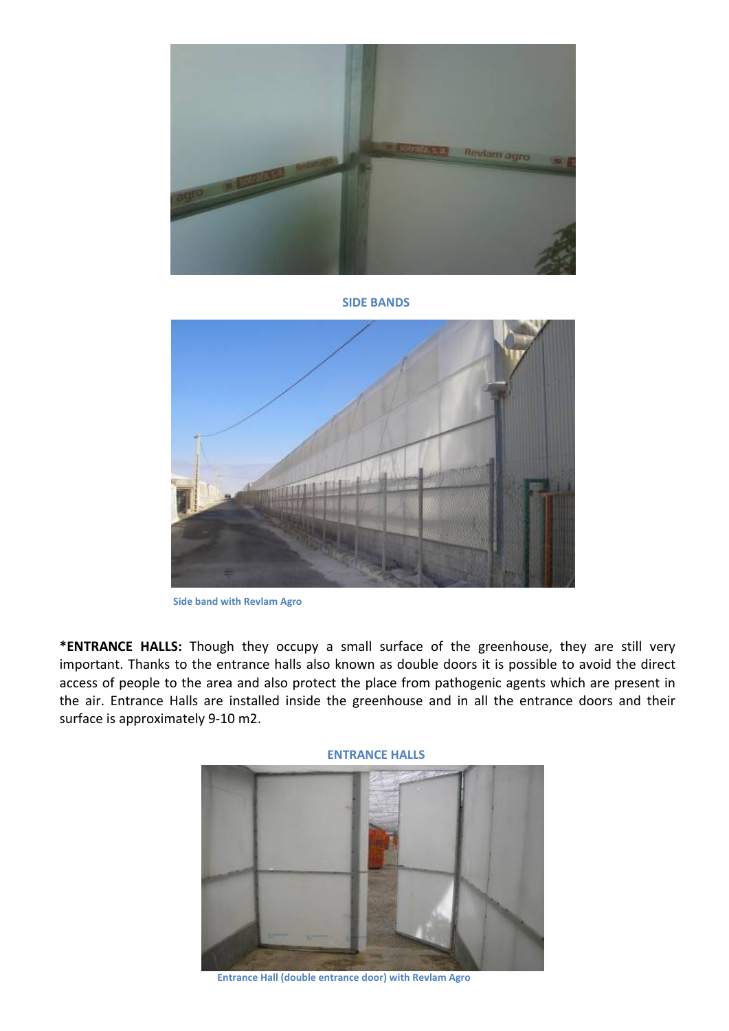**SIDE BANDS**

Side band with Revlam Agro

***ENTRANCE HALLS:** Though they occupy a small surface of the greenhouse, they are still very important. Thanks to the entrance halls also known as double doors it is possible to avoid the direct access of people to the area and also protect the place from pathogenic agents which are present in the air. Entrance Halls are installed inside the greenhouse and in all the entrance doors and their surface is approximately 9-10 m2.

**ENTRANCE HALLS**

Entrance Hall (double entrance door) with Revlam Agro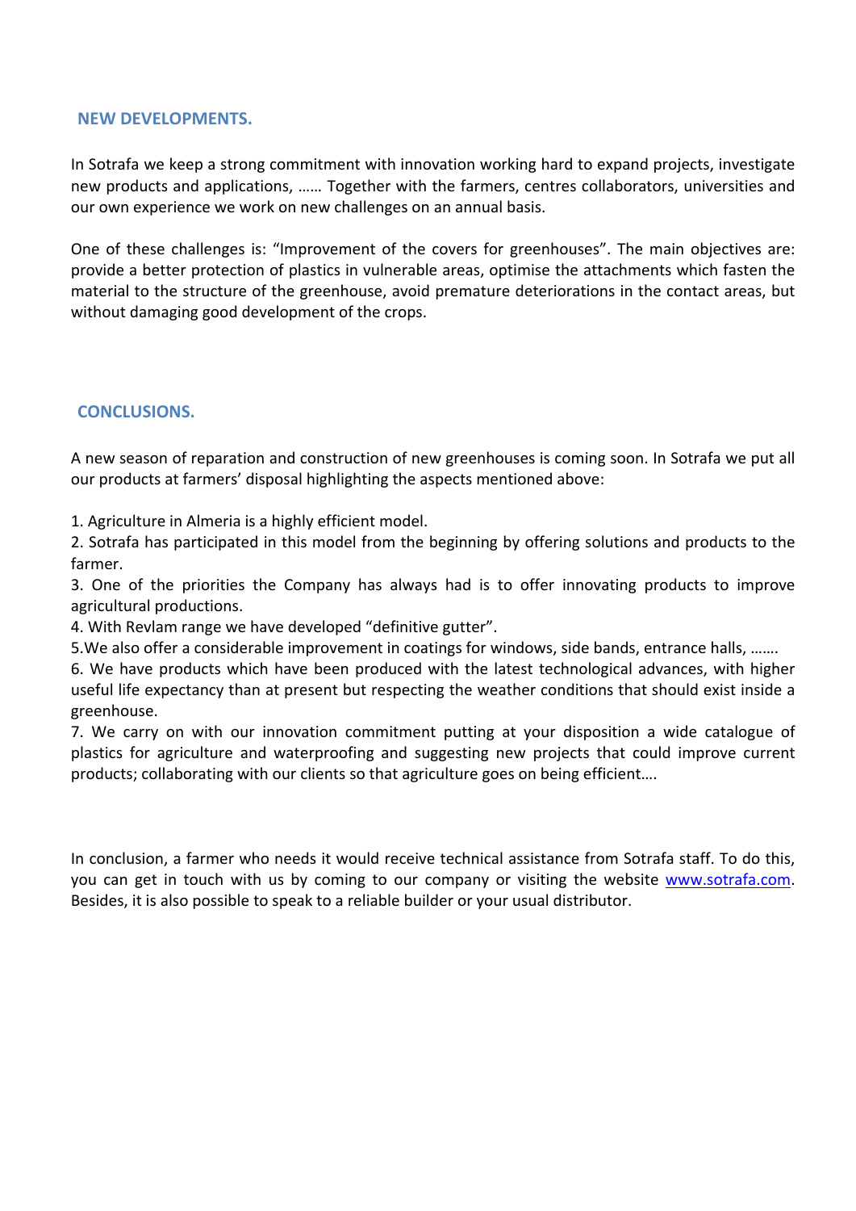## NEW DEVELOPMENTS.

In Sotrafa we keep a strong commitment with innovation working hard to expand projects, investigate new products and applications, …… Together with the farmers, centres collaborators, universities and our own experience we work on new challenges on an annual basis.

One of these challenges is: "Improvement of the covers for greenhouses". The main objectives are: provide a better protection of plastics in vulnerable areas, optimise the attachments which fasten the material to the structure of the greenhouse, avoid premature deteriorations in the contact areas, but without damaging good development of the crops.

## CONCLUSIONS.

A new season of reparation and construction of new greenhouses is coming soon. In Sotrafa we put all our products at farmers' disposal highlighting the aspects mentioned above:

1. Agriculture in Almeria is a highly efficient model.
2. Sotrafa has participated in this model from the beginning by offering solutions and products to the farmer.
3. One of the priorities the Company has always had is to offer innovating products to improve agricultural productions.
4. With Revlam range we have developed "definitive gutter".
5. We also offer a considerable improvement in coatings for windows, side bands, entrance halls, …….
6. We have products which have been produced with the latest technological advances, with higher useful life expectancy than at present but respecting the weather conditions that should exist inside a greenhouse.
7. We carry on with our innovation commitment putting at your disposition a wide catalogue of plastics for agriculture and waterproofing and suggesting new projects that could improve current products; collaborating with our clients so that agriculture goes on being efficient….

In conclusion, a farmer who needs it would receive technical assistance from Sotrafa staff. To do this, you can get in touch with us by coming to our company or visiting the website www.sotrafa.com. Besides, it is also possible to speak to a reliable builder or your usual distributor.